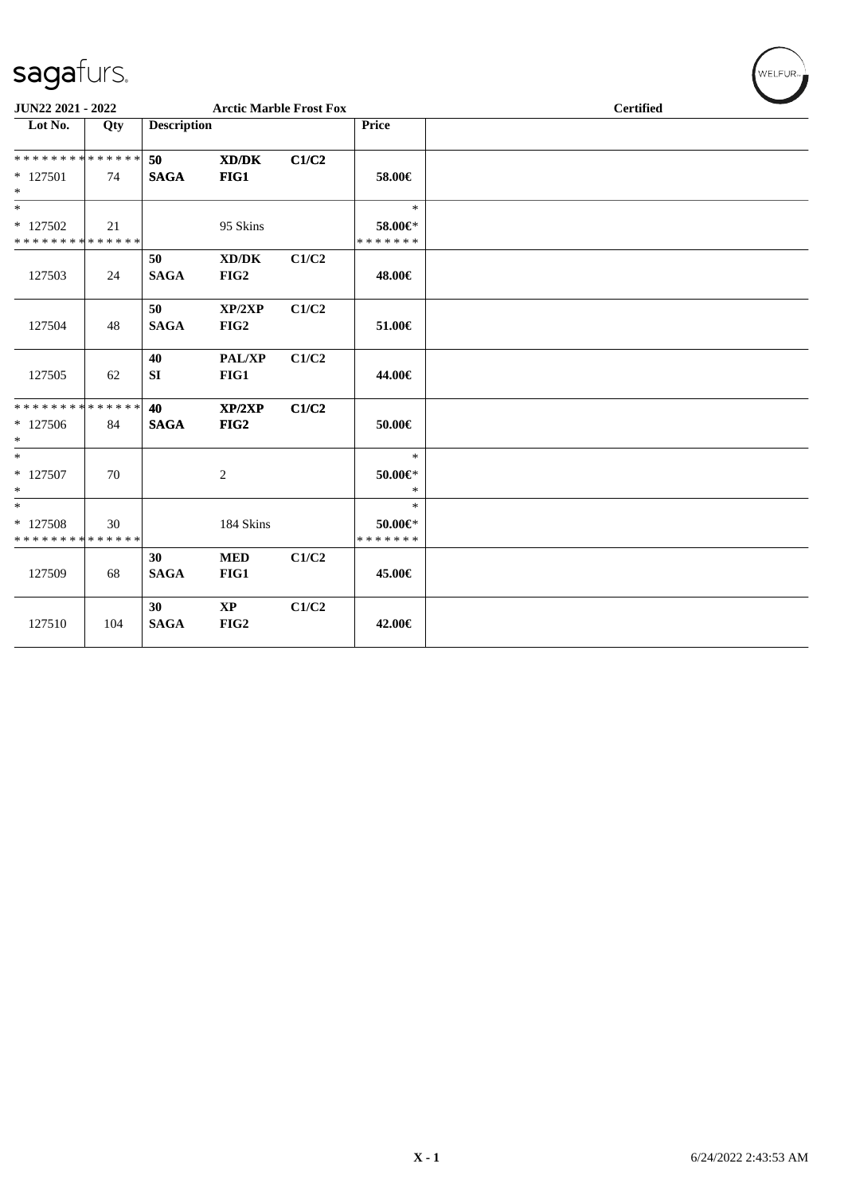**JUN22 2021 - 2022** | **Arctic Marble Frost Fox** | **Certified**

| Lot No. | Qty | Description | | | Price |
|---|---|---|---|---|---|
| * * * * * * * * * * * * * * | | 50 | XD/DK | C1/C2 | |
| * 127501 | 74 | SAGA | FIG1 | | 58.00€ |
| * | | | | | |
| * | | | | | * |
| * 127502 | 21 | | 95 Skins | | 58.00€* |
| * * * * * * * * * * * * * * | | | | | * * * * * * * |
| | | 50 | XD/DK | C1/C2 | |
| 127503 | 24 | SAGA | FIG2 | | 48.00€ |
| | | 50 | XP/2XP | C1/C2 | |
| 127504 | 48 | SAGA | FIG2 | | 51.00€ |
| | | 40 | PAL/XP | C1/C2 | |
| 127505 | 62 | SI | FIG1 | | 44.00€ |
| * * * * * * * * * * * * * * | | 40 | XP/2XP | C1/C2 | |
| * 127506 | 84 | SAGA | FIG2 | | 50.00€ |
| * | | | | | |
| * | | | | | * |
| * 127507 | 70 | | 2 | | 50.00€* |
| * | | | | | * |
| * | | | | | * |
| * 127508 | 30 | | 184 Skins | | 50.00€* |
| * * * * * * * * * * * * * * | | | | | * * * * * * * |
| | | 30 | MED | C1/C2 | |
| 127509 | 68 | SAGA | FIG1 | | 45.00€ |
| | | 30 | XP | C1/C2 | |
| 127510 | 104 | SAGA | FIG2 | | 42.00€ |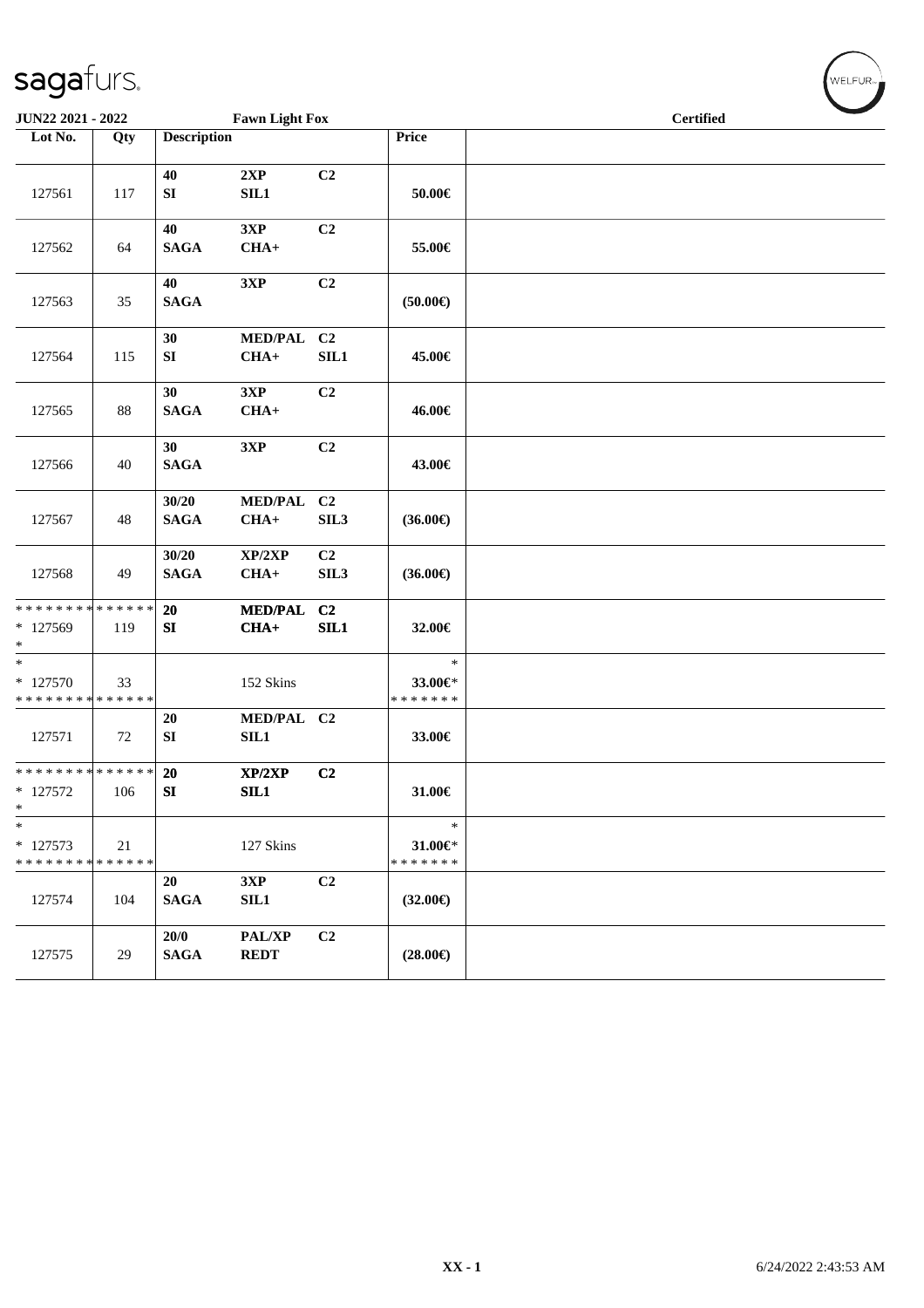JUN22 2021 - 2022 | Fawn Light Fox | Certified

| Lot No. | Qty | Description | | | Price |
|---|---|---|---|---|---|
| 127561 | 117 | 40 SI | 2XP SIL1 | C2 | 50.00€ |
| 127562 | 64 | 40 SAGA | 3XP CHA+ | C2 | 55.00€ |
| 127563 | 35 | 40 SAGA | 3XP | C2 | (50.00€) |
| 127564 | 115 | 30 SI | MED/PAL CHA+ | C2 SIL1 | 45.00€ |
| 127565 | 88 | 30 SAGA | 3XP CHA+ | C2 | 46.00€ |
| 127566 | 40 | 30 SAGA | 3XP | C2 | 43.00€ |
| 127567 | 48 | 30/20 SAGA | MED/PAL CHA+ | C2 SIL3 | (36.00€) |
| 127568 | 49 | 30/20 SAGA | XP/2XP CHA+ | C2 SIL3 | (36.00€) |
| * * * * * * * * * * * * * * * 127569 * | 119 | 20 SI | MED/PAL CHA+ | C2 SIL1 | 32.00€ |
| * * 127570 * * * * * * * * * * * * * * | 33 | | 152 Skins | | * 33.00€* * * * * * * * |
| 127571 | 72 | 20 SI | MED/PAL SIL1 | C2 | 33.00€ |
| * * * * * * * * * * * * * * * 127572 * | 106 | 20 SI | XP/2XP SIL1 | C2 | 31.00€ |
| * * 127573 * * * * * * * * * * * * * * | 21 | | 127 Skins | | * 31.00€* * * * * * * * |
| 127574 | 104 | 20 SAGA | 3XP SIL1 | C2 | (32.00€) |
| 127575 | 29 | 20/0 SAGA | PAL/XP REDT | C2 | (28.00€) |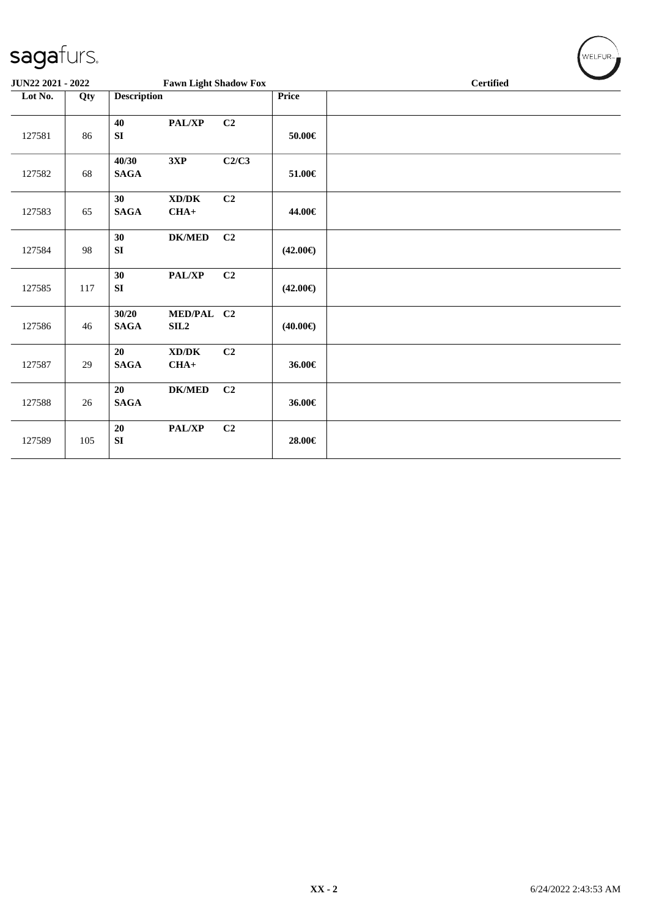JUN22 2021 - 2022 | Fawn Light Shadow Fox | Certified

| Lot No. | Qty | Description | | | Price | |
|---|---|---|---|---|---|---|
| 127581 | 86 | 40 SI | PAL/XP | C2 | 50.00€ | |
| 127582 | 68 | 40/30 SAGA | 3XP | C2/C3 | 51.00€ | |
| 127583 | 65 | 30 SAGA | XD/DK CHA+ | C2 | 44.00€ | |
| 127584 | 98 | 30 SI | DK/MED | C2 | (42.00€) | |
| 127585 | 117 | 30 SI | PAL/XP | C2 | (42.00€) | |
| 127586 | 46 | 30/20 SAGA | MED/PAL SIL2 | C2 | (40.00€) | |
| 127587 | 29 | 20 SAGA | XD/DK CHA+ | C2 | 36.00€ | |
| 127588 | 26 | 20 SAGA | DK/MED | C2 | 36.00€ | |
| 127589 | 105 | 20 SI | PAL/XP | C2 | 28.00€ | |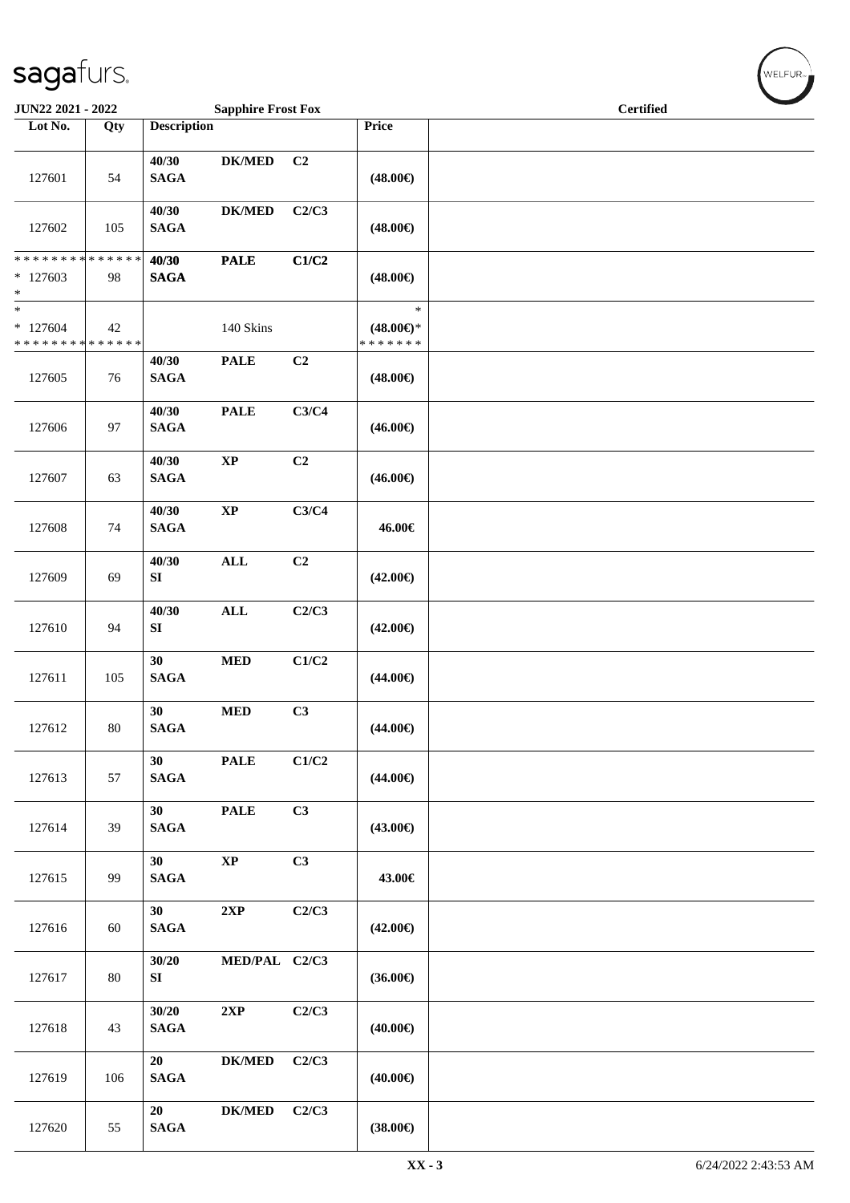**JUN22 2021 - 2022** | **Sapphire Frost Fox** | **Certified**

| Lot No. | Qty | Description | | | Price | |
|---|---|---|---|---|---|---|
| 127601 | 54 | 40/30 SAGA | DK/MED | C2 | (48.00€) | |
| 127602 | 105 | 40/30 SAGA | DK/MED | C2/C3 | (48.00€) | |
| * * * * * * * * * * * * * * <br>* 127603<br>* | 98 | 40/30 SAGA | PALE | C1/C2 | (48.00€) | |
| *<br>* 127604<br>* * * * * * * * * * * * * * | 42 | | 140 Skins | | *<br>(48.00€)*<br>* * * * * * * | |
| 127605 | 76 | 40/30 SAGA | PALE | C2 | (48.00€) | |
| 127606 | 97 | 40/30 SAGA | PALE | C3/C4 | (46.00€) | |
| 127607 | 63 | 40/30 SAGA | XP | C2 | (46.00€) | |
| 127608 | 74 | 40/30 SAGA | XP | C3/C4 | 46.00€ | |
| 127609 | 69 | 40/30 SI | ALL | C2 | (42.00€) | |
| 127610 | 94 | 40/30 SI | ALL | C2/C3 | (42.00€) | |
| 127611 | 105 | 30 SAGA | MED | C1/C2 | (44.00€) | |
| 127612 | 80 | 30 SAGA | MED | C3 | (44.00€) | |
| 127613 | 57 | 30 SAGA | PALE | C1/C2 | (44.00€) | |
| 127614 | 39 | 30 SAGA | PALE | C3 | (43.00€) | |
| 127615 | 99 | 30 SAGA | XP | C3 | 43.00€ | |
| 127616 | 60 | 30 SAGA | 2XP | C2/C3 | (42.00€) | |
| 127617 | 80 | 30/20 SI | MED/PAL | C2/C3 | (36.00€) | |
| 127618 | 43 | 30/20 SAGA | 2XP | C2/C3 | (40.00€) | |
| 127619 | 106 | 20 SAGA | DK/MED | C2/C3 | (40.00€) | |
| 127620 | 55 | 20 SAGA | DK/MED | C2/C3 | (38.00€) | |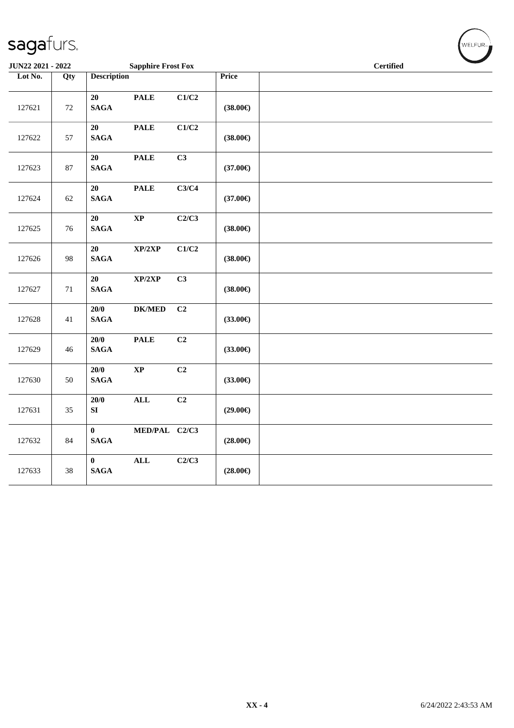**JUN22 2021 - 2022** **Sapphire Frost Fox** **Certified**

| Lot No. | Qty | Description | | | Price | |
|---|---|---|---|---|---|---|
| 127621 | 72 | **20 SAGA** | **PALE** | **C1/C2** | **(38.00€)** | |
| 127622 | 57 | **20 SAGA** | **PALE** | **C1/C2** | **(38.00€)** | |
| 127623 | 87 | **20 SAGA** | **PALE** | **C3** | **(37.00€)** | |
| 127624 | 62 | **20 SAGA** | **PALE** | **C3/C4** | **(37.00€)** | |
| 127625 | 76 | **20 SAGA** | **XP** | **C2/C3** | **(38.00€)** | |
| 127626 | 98 | **20 SAGA** | **XP/2XP** | **C1/C2** | **(38.00€)** | |
| 127627 | 71 | **20 SAGA** | **XP/2XP** | **C3** | **(38.00€)** | |
| 127628 | 41 | **20/0 SAGA** | **DK/MED** | **C2** | **(33.00€)** | |
| 127629 | 46 | **20/0 SAGA** | **PALE** | **C2** | **(33.00€)** | |
| 127630 | 50 | **20/0 SAGA** | **XP** | **C2** | **(33.00€)** | |
| 127631 | 35 | **20/0 SI** | **ALL** | **C2** | **(29.00€)** | |
| 127632 | 84 | **0 SAGA** | **MED/PAL** | **C2/C3** | **(28.00€)** | |
| 127633 | 38 | **0 SAGA** | **ALL** | **C2/C3** | **(28.00€)** | |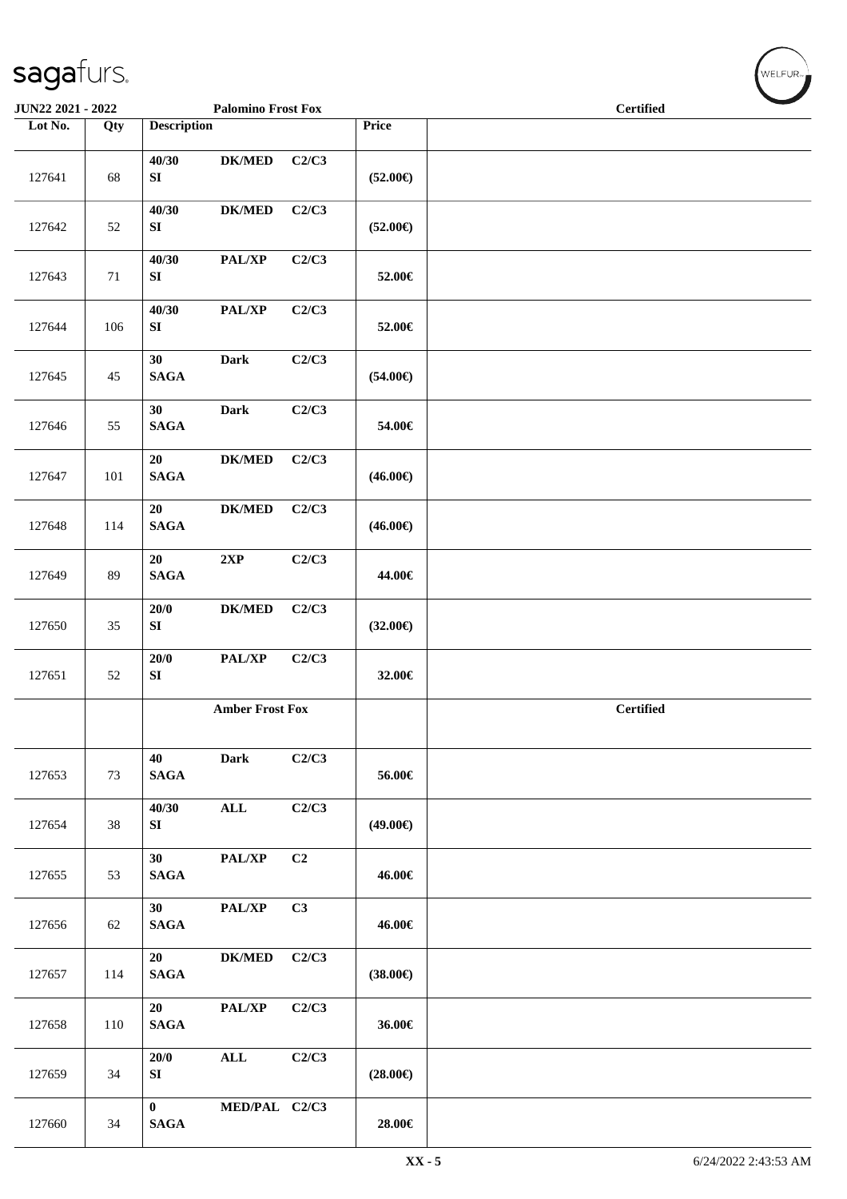| Lot No. | Qty | Description | | | Price | Certified |
|---|---|---|---|---|---|---|
| | | **Palomino Frost Fox** | | | | **Certified** |
| 127641 | 68 | 40/30 SI | DK/MED | C2/C3 | (52.00€) | |
| 127642 | 52 | 40/30 SI | DK/MED | C2/C3 | (52.00€) | |
| 127643 | 71 | 40/30 SI | PAL/XP | C2/C3 | 52.00€ | |
| 127644 | 106 | 40/30 SI | PAL/XP | C2/C3 | 52.00€ | |
| 127645 | 45 | 30 SAGA | Dark | C2/C3 | (54.00€) | |
| 127646 | 55 | 30 SAGA | Dark | C2/C3 | 54.00€ | |
| 127647 | 101 | 20 SAGA | DK/MED | C2/C3 | (46.00€) | |
| 127648 | 114 | 20 SAGA | DK/MED | C2/C3 | (46.00€) | |
| 127649 | 89 | 20 SAGA | 2XP | C2/C3 | 44.00€ | |
| 127650 | 35 | 20/0 SI | DK/MED | C2/C3 | (32.00€) | |
| 127651 | 52 | 20/0 SI | PAL/XP | C2/C3 | 32.00€ | |
| | | **Amber Frost Fox** | | | | **Certified** |
| 127653 | 73 | 40 SAGA | Dark | C2/C3 | 56.00€ | |
| 127654 | 38 | 40/30 SI | ALL | C2/C3 | (49.00€) | |
| 127655 | 53 | 30 SAGA | PAL/XP | C2 | 46.00€ | |
| 127656 | 62 | 30 SAGA | PAL/XP | C3 | 46.00€ | |
| 127657 | 114 | 20 SAGA | DK/MED | C2/C3 | (38.00€) | |
| 127658 | 110 | 20 SAGA | PAL/XP | C2/C3 | 36.00€ | |
| 127659 | 34 | 20/0 SI | ALL | C2/C3 | (28.00€) | |
| 127660 | 34 | 0 SAGA | MED/PAL | C2/C3 | 28.00€ | |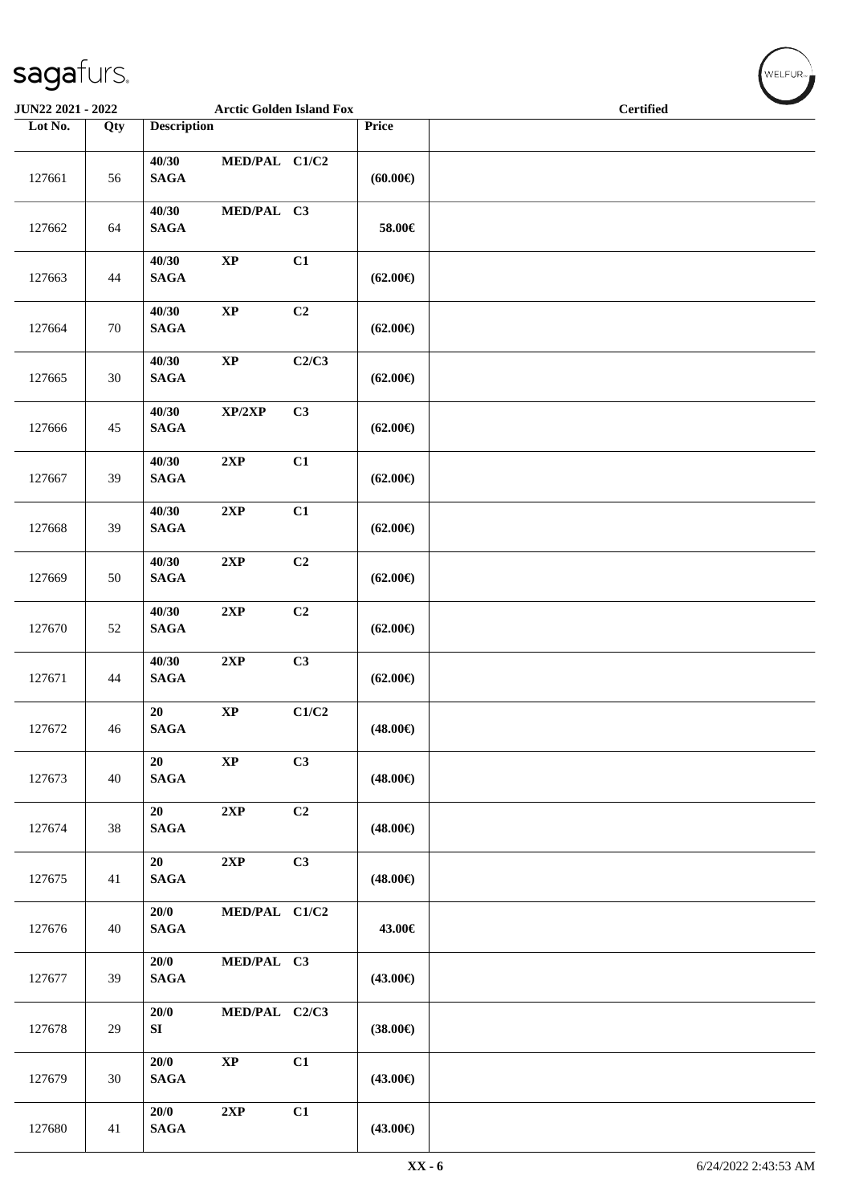**JUN22 2021 - 2022** **Arctic Golden Island Fox** **Certified**

| Lot No. | Qty | Description | | | Price | |
|---|---|---|---|---|---|---|
| 127661 | 56 | 40/30 SAGA | MED/PAL | C1/C2 | (60.00€) | |
| 127662 | 64 | 40/30 SAGA | MED/PAL | C3 | 58.00€ | |
| 127663 | 44 | 40/30 SAGA | XP | C1 | (62.00€) | |
| 127664 | 70 | 40/30 SAGA | XP | C2 | (62.00€) | |
| 127665 | 30 | 40/30 SAGA | XP | C2/C3 | (62.00€) | |
| 127666 | 45 | 40/30 SAGA | XP/2XP | C3 | (62.00€) | |
| 127667 | 39 | 40/30 SAGA | 2XP | C1 | (62.00€) | |
| 127668 | 39 | 40/30 SAGA | 2XP | C1 | (62.00€) | |
| 127669 | 50 | 40/30 SAGA | 2XP | C2 | (62.00€) | |
| 127670 | 52 | 40/30 SAGA | 2XP | C2 | (62.00€) | |
| 127671 | 44 | 40/30 SAGA | 2XP | C3 | (62.00€) | |
| 127672 | 46 | 20 SAGA | XP | C1/C2 | (48.00€) | |
| 127673 | 40 | 20 SAGA | XP | C3 | (48.00€) | |
| 127674 | 38 | 20 SAGA | 2XP | C2 | (48.00€) | |
| 127675 | 41 | 20 SAGA | 2XP | C3 | (48.00€) | |
| 127676 | 40 | 20/0 SAGA | MED/PAL | C1/C2 | 43.00€ | |
| 127677 | 39 | 20/0 SAGA | MED/PAL | C3 | (43.00€) | |
| 127678 | 29 | 20/0 SI | MED/PAL | C2/C3 | (38.00€) | |
| 127679 | 30 | 20/0 SAGA | XP | C1 | (43.00€) | |
| 127680 | 41 | 20/0 SAGA | 2XP | C1 | (43.00€) | |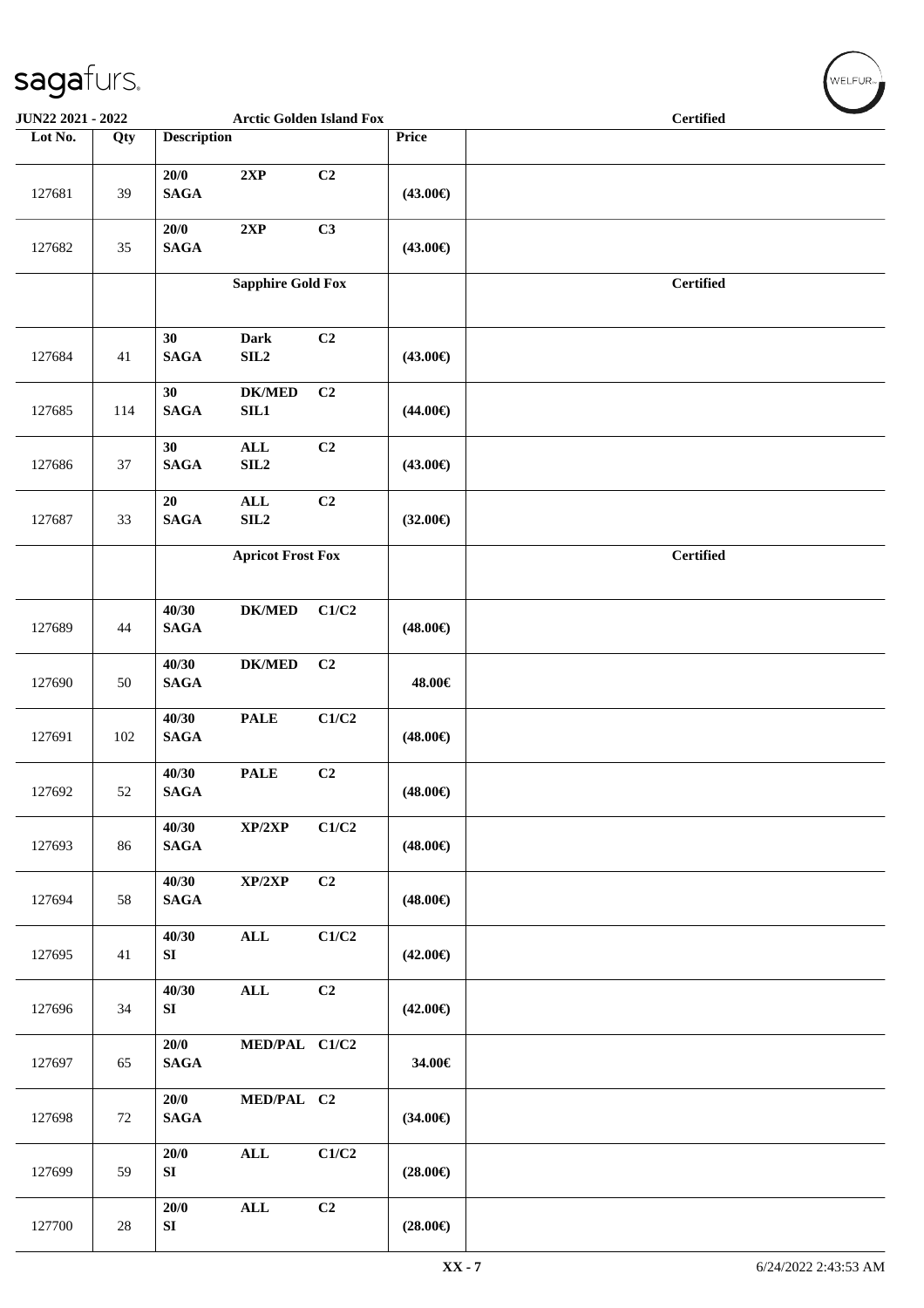| Lot No. | Qty | Description | | | Price | Arctic Golden Island Fox — Certified |
|---|---|---|---|---|---|---|
| 127681 | 39 | 20/0 SAGA | 2XP | C2 | (43.00€) | |
| 127682 | 35 | 20/0 SAGA | 2XP | C3 | (43.00€) | |
| | | **Sapphire Gold Fox** | | | | **Certified** |
| 127684 | 41 | 30 SAGA | Dark SIL2 | C2 | (43.00€) | |
| 127685 | 114 | 30 SAGA | DK/MED SIL1 | C2 | (44.00€) | |
| 127686 | 37 | 30 SAGA | ALL SIL2 | C2 | (43.00€) | |
| 127687 | 33 | 20 SAGA | ALL SIL2 | C2 | (32.00€) | |
| | | **Apricot Frost Fox** | | | | **Certified** |
| 127689 | 44 | 40/30 SAGA | DK/MED | C1/C2 | (48.00€) | |
| 127690 | 50 | 40/30 SAGA | DK/MED | C2 | 48.00€ | |
| 127691 | 102 | 40/30 SAGA | PALE | C1/C2 | (48.00€) | |
| 127692 | 52 | 40/30 SAGA | PALE | C2 | (48.00€) | |
| 127693 | 86 | 40/30 SAGA | XP/2XP | C1/C2 | (48.00€) | |
| 127694 | 58 | 40/30 SAGA | XP/2XP | C2 | (48.00€) | |
| 127695 | 41 | 40/30 SI | ALL | C1/C2 | (42.00€) | |
| 127696 | 34 | 40/30 SI | ALL | C2 | (42.00€) | |
| 127697 | 65 | 20/0 SAGA | MED/PAL | C1/C2 | 34.00€ | |
| 127698 | 72 | 20/0 SAGA | MED/PAL | C2 | (34.00€) | |
| 127699 | 59 | 20/0 SI | ALL | C1/C2 | (28.00€) | |
| 127700 | 28 | 20/0 SI | ALL | C2 | (28.00€) | |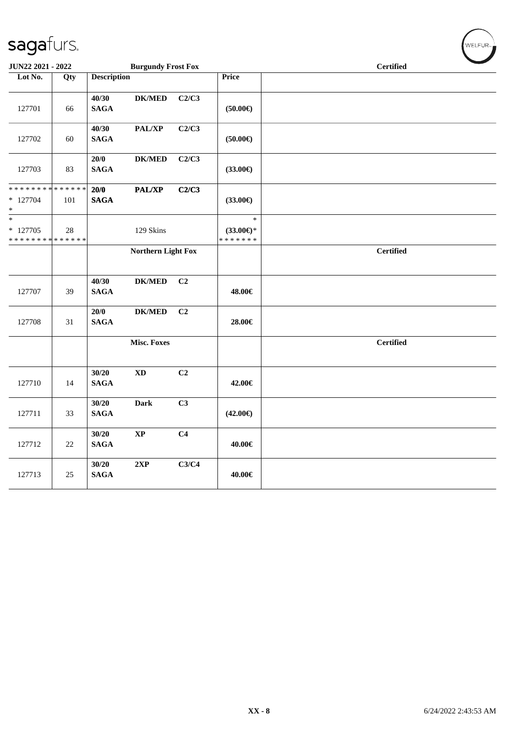| Lot No. | Qty | Description | | | Price | Certified |
|---|---|---|---|---|---|---|
| | | **Burgundy Frost Fox** | | | | |
| 127701 | 66 | **40/30 SAGA** | **DK/MED** | **C2/C3** | **(50.00€)** | |
| 127702 | 60 | **40/30 SAGA** | **PAL/XP** | **C2/C3** | **(50.00€)** | |
| 127703 | 83 | **20/0 SAGA** | **DK/MED** | **C2/C3** | **(33.00€)** | |
| * * * * * * * * * * * * * * * 127704 * | 101 | **20/0 SAGA** | **PAL/XP** | **C2/C3** | **(33.00€)** | |
| * * 127705 * * * * * * * * * * * * * * | 28 | | 129 Skins | | * **(33.00€)*** * * * * * * * | |
| | | **Northern Light Fox** | | | | **Certified** |
| 127707 | 39 | **40/30 SAGA** | **DK/MED** | **C2** | **48.00€** | |
| 127708 | 31 | **20/0 SAGA** | **DK/MED** | **C2** | **28.00€** | |
| | | **Misc. Foxes** | | | | **Certified** |
| 127710 | 14 | **30/20 SAGA** | **XD** | **C2** | **42.00€** | |
| 127711 | 33 | **30/20 SAGA** | **Dark** | **C3** | **(42.00€)** | |
| 127712 | 22 | **30/20 SAGA** | **XP** | **C4** | **40.00€** | |
| 127713 | 25 | **30/20 SAGA** | **2XP** | **C3/C4** | **40.00€** | |